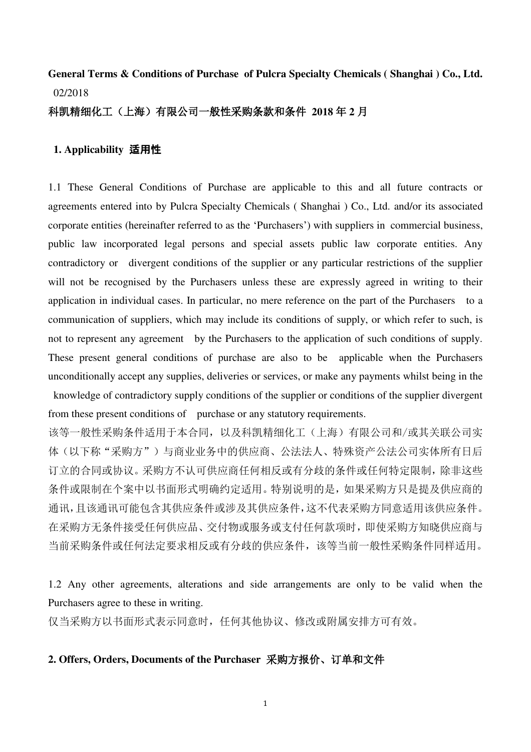**General Terms & Conditions of Purchase of Pulcra Specialty Chemicals ( Shanghai ) Co., Ltd.** 02/2018

**科凯精细化工（上海）有限公司一般性采购条款和条件 2018 年 2 月**

## 1. Applicability 适用性

1.1 These General Conditions of Purchase are applicable to this and all future contracts or agreements entered into by Pulcra Specialty Chemicals ( Shanghai ) Co., Ltd. and/or its associated corporate entities (hereinafter referred to as the 'Purchasers') with suppliers in commercial business, public law incorporated legal persons and special assets public law corporate entities. Any contradictory or divergent conditions of the supplier or any particular restrictions of the supplier will not be recognised by the Purchasers unless these are expressly agreed in writing to their application in individual cases. In particular, no mere reference on the part of the Purchasers to a communication of suppliers, which may include its conditions of supply, or which refer to such, is not to represent any agreement by the Purchasers to the application of such conditions of supply. These present general conditions of purchase are also to be applicable when the Purchasers unconditionally accept any supplies, deliveries or services, or make any payments whilst being in the knowledge of contradictory supply conditions of the supplier or conditions of the supplier divergent from these present conditions of purchase or any statutory requirements.

该等一般性采购条件适用于本合同，以及科凯精细化工（上海）有限公司和/或其关联公司实体（以下称"采购方"）与商业业务中的供应商、公法法人、特殊资产公法公司实体所有日后订立的合同或协议。采购方不认可供应商任何相反或有分歧的条件或任何特定限制，除非这些条件或限制在个案中以书面形式明确约定适用。特别说明的是，如果采购方只是提及供应商的通讯，且该通讯可能包含其供应条件或涉及其供应条件，这不代表采购方同意适用该供应条件。在采购方无条件接受任何供应品、交付物或服务或支付任何款项时，即使采购方知晓供应商与当前采购条件或任何法定要求相反或有分歧的供应条件，该等当前一般性采购条件同样适用。

1.2 Any other agreements, alterations and side arrangements are only to be valid when the Purchasers agree to these in writing.

仅当采购方以书面形式表示同意时，任何其他协议、修改或附属安排方可有效。

## 2. Offers, Orders, Documents of the Purchaser 采购方报价、订单和文件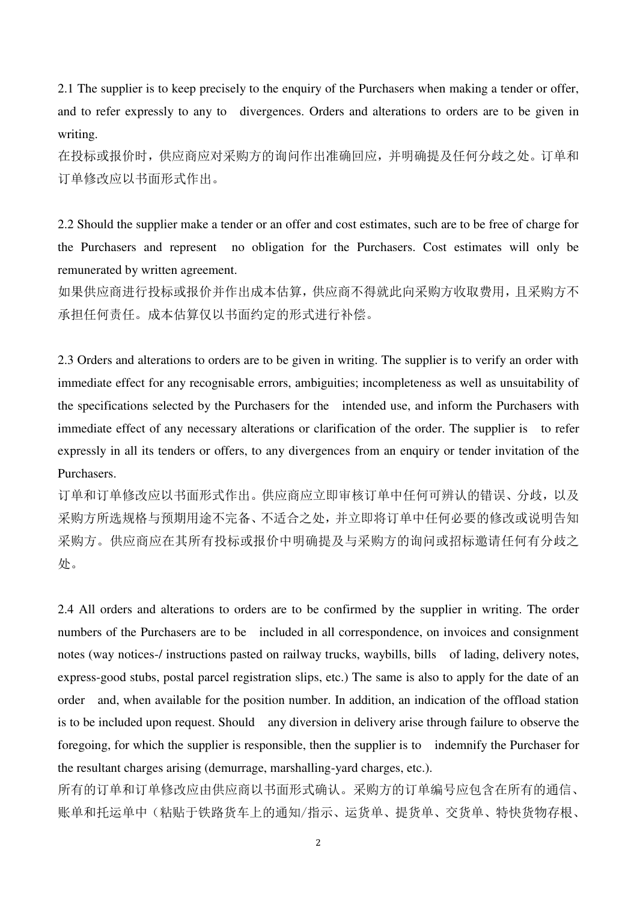2.1 The supplier is to keep precisely to the enquiry of the Purchasers when making a tender or offer, and to refer expressly to any to divergences. Orders and alterations to orders are to be given in writing.
在投标或报价时，供应商应对采购方的询问作出准确回应，并明确提及任何分歧之处。订单和订单修改应以书面形式作出。

2.2 Should the supplier make a tender or an offer and cost estimates, such are to be free of charge for the Purchasers and represent no obligation for the Purchasers. Cost estimates will only be remunerated by written agreement.
如果供应商进行投标或报价并作出成本估算，供应商不得就此向采购方收取费用，且采购方不承担任何责任。成本估算仅以书面约定的形式进行补偿。

2.3 Orders and alterations to orders are to be given in writing. The supplier is to verify an order with immediate effect for any recognisable errors, ambiguities; incompleteness as well as unsuitability of the specifications selected by the Purchasers for the intended use, and inform the Purchasers with immediate effect of any necessary alterations or clarification of the order. The supplier is to refer expressly in all its tenders or offers, to any divergences from an enquiry or tender invitation of the Purchasers.
订单和订单修改应以书面形式作出。供应商应立即审核订单中任何可辨认的错误、分歧，以及采购方所选规格与预期用途不完备、不适合之处，并立即将订单中任何必要的修改或说明告知采购方。供应商应在其所有投标或报价中明确提及与采购方的询问或招标邀请任何有分歧之处。

2.4 All orders and alterations to orders are to be confirmed by the supplier in writing. The order numbers of the Purchasers are to be included in all correspondence, on invoices and consignment notes (way notices-/ instructions pasted on railway trucks, waybills, bills of lading, delivery notes, express-good stubs, postal parcel registration slips, etc.) The same is also to apply for the date of an order and, when available for the position number. In addition, an indication of the offload station is to be included upon request. Should any diversion in delivery arise through failure to observe the foregoing, for which the supplier is responsible, then the supplier is to indemnify the Purchaser for the resultant charges arising (demurrage, marshalling-yard charges, etc.).
所有的订单和订单修改应由供应商以书面形式确认。采购方的订单编号应包含在所有的通信、账单和托运单中（粘贴于铁路货车上的通知/指示、运货单、提货单、交货单、特快货物存根、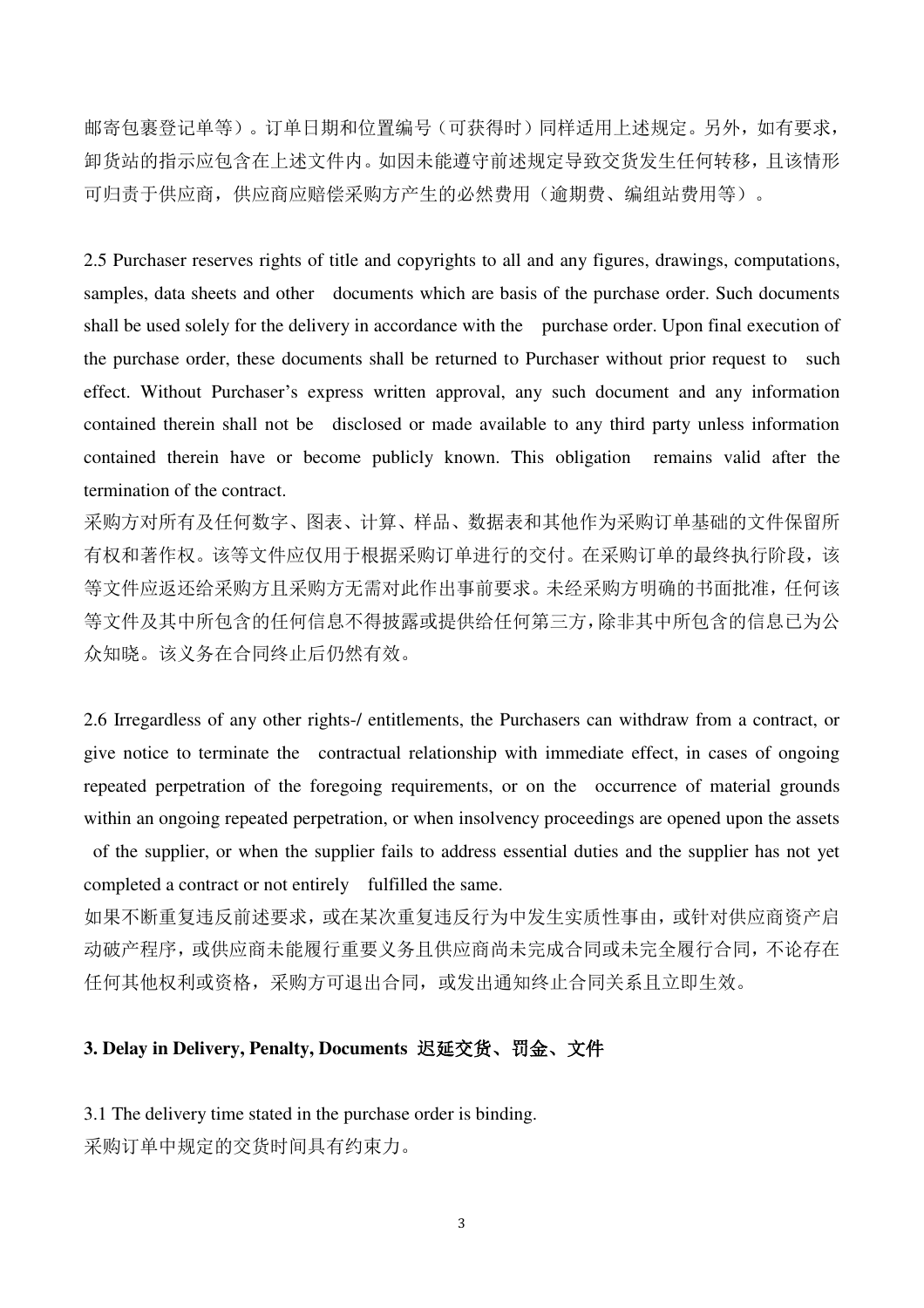邮寄包裹登记单等）。订单日期和位置编号（可获得时）同样适用上述规定。另外，如有要求，卸货站的指示应包含在上述文件内。如因未能遵守前述规定导致交货发生任何转移，且该情形可归责于供应商，供应商应赔偿采购方产生的必然费用（逾期费、编组站费用等）。

2.5 Purchaser reserves rights of title and copyrights to all and any figures, drawings, computations, samples, data sheets and other documents which are basis of the purchase order. Such documents shall be used solely for the delivery in accordance with the purchase order. Upon final execution of the purchase order, these documents shall be returned to Purchaser without prior request to such effect. Without Purchaser's express written approval, any such document and any information contained therein shall not be disclosed or made available to any third party unless information contained therein have or become publicly known. This obligation remains valid after the termination of the contract.
采购方对所有及任何数字、图表、计算、样品、数据表和其他作为采购订单基础的文件保留所有权和著作权。该等文件应仅用于根据采购订单进行的交付。在采购订单的最终执行阶段，该等文件应返还给采购方且采购方无需对此作出事前要求。未经采购方明确的书面批准，任何该等文件及其中所包含的任何信息不得披露或提供给任何第三方，除非其中所包含的信息已为公众知晓。该义务在合同终止后仍然有效。

2.6 Irregardless of any other rights-/ entitlements, the Purchasers can withdraw from a contract, or give notice to terminate the contractual relationship with immediate effect, in cases of ongoing repeated perpetration of the foregoing requirements, or on the occurrence of material grounds within an ongoing repeated perpetration, or when insolvency proceedings are opened upon the assets of the supplier, or when the supplier fails to address essential duties and the supplier has not yet completed a contract or not entirely fulfilled the same.
如果不断重复违反前述要求，或在某次重复违反行为中发生实质性事由，或针对供应商资产启动破产程序，或供应商未能履行重要义务且供应商尚未完成合同或未完全履行合同，不论存在任何其他权利或资格，采购方可退出合同，或发出通知终止合同关系且立即生效。

### 3. Delay in Delivery, Penalty, Documents 迟延交货、罚金、文件

3.1 The delivery time stated in the purchase order is binding.
采购订单中规定的交货时间具有约束力。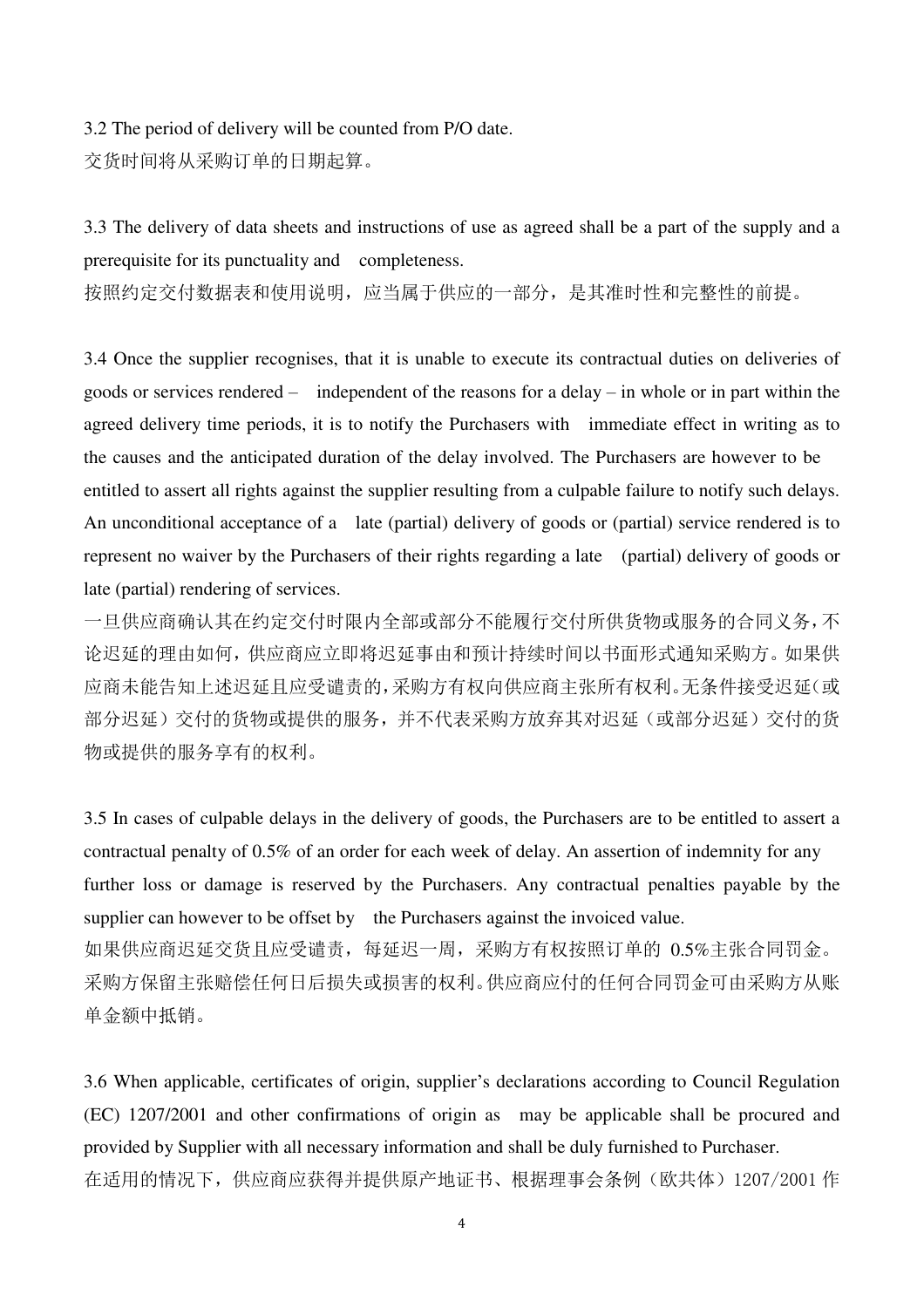3.2 The period of delivery will be counted from P/O date.

交货时间将从采购订单的日期起算。

3.3 The delivery of data sheets and instructions of use as agreed shall be a part of the supply and a prerequisite for its punctuality and completeness.

按照约定交付数据表和使用说明，应当属于供应的一部分，是其准时性和完整性的前提。

3.4 Once the supplier recognises, that it is unable to execute its contractual duties on deliveries of goods or services rendered – independent of the reasons for a delay – in whole or in part within the agreed delivery time periods, it is to notify the Purchasers with immediate effect in writing as to the causes and the anticipated duration of the delay involved. The Purchasers are however to be entitled to assert all rights against the supplier resulting from a culpable failure to notify such delays. An unconditional acceptance of a late (partial) delivery of goods or (partial) service rendered is to represent no waiver by the Purchasers of their rights regarding a late (partial) delivery of goods or late (partial) rendering of services.

一旦供应商确认其在约定交付时限内全部或部分不能履行交付所供货物或服务的合同义务，不论迟延的理由如何，供应商应立即将迟延事由和预计持续时间以书面形式通知采购方。如果供应商未能告知上述迟延且应受谴责的，采购方有权向供应商主张所有权利。无条件接受迟延（或部分迟延）交付的货物或提供的服务，并不代表采购方放弃其对迟延（或部分迟延）交付的货物或提供的服务享有的权利。

3.5 In cases of culpable delays in the delivery of goods, the Purchasers are to be entitled to assert a contractual penalty of 0.5% of an order for each week of delay. An assertion of indemnity for any further loss or damage is reserved by the Purchasers. Any contractual penalties payable by the supplier can however to be offset by the Purchasers against the invoiced value.

如果供应商迟延交货且应受谴责，每延迟一周，采购方有权按照订单的 0.5%主张合同罚金。采购方保留主张赔偿任何日后损失或损害的权利。供应商应付的任何合同罚金可由采购方从账单金额中抵销。

3.6 When applicable, certificates of origin, supplier's declarations according to Council Regulation (EC) 1207/2001 and other confirmations of origin as may be applicable shall be procured and provided by Supplier with all necessary information and shall be duly furnished to Purchaser.

在适用的情况下，供应商应获得并提供原产地证书、根据理事会条例（欧共体）1207/2001 作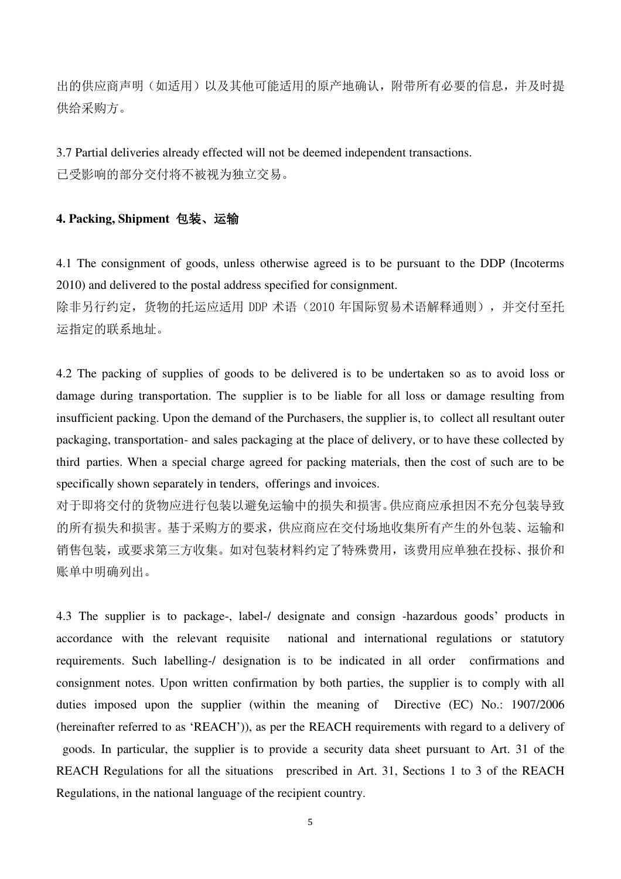出的供应商声明（如适用）以及其他可能适用的原产地确认，附带所有必要的信息，并及时提供给采购方。

3.7 Partial deliveries already effected will not be deemed independent transactions.
已受影响的部分交付将不被视为独立交易。

**4. Packing, Shipment 包装、运输**

4.1 The consignment of goods, unless otherwise agreed is to be pursuant to the DDP (Incoterms 2010) and delivered to the postal address specified for consignment.
除非另行约定，货物的托运应适用 DDP 术语（2010 年国际贸易术语解释通则），并交付至托运指定的联系地址。

4.2 The packing of supplies of goods to be delivered is to be undertaken so as to avoid loss or damage during transportation. The supplier is to be liable for all loss or damage resulting from insufficient packing. Upon the demand of the Purchasers, the supplier is, to collect all resultant outer packaging, transportation- and sales packaging at the place of delivery, or to have these collected by third parties. When a special charge agreed for packing materials, then the cost of such are to be specifically shown separately in tenders, offerings and invoices.
对于即将交付的货物应进行包装以避免运输中的损失和损害。供应商应承担因不充分包装导致的所有损失和损害。基于采购方的要求，供应商应在交付场地收集所有产生的外包装、运输和销售包装，或要求第三方收集。如对包装材料约定了特殊费用，该费用应单独在投标、报价和账单中明确列出。

4.3 The supplier is to package-, label-/ designate and consign -hazardous goods' products in accordance with the relevant requisite national and international regulations or statutory requirements. Such labelling-/ designation is to be indicated in all order confirmations and consignment notes. Upon written confirmation by both parties, the supplier is to comply with all duties imposed upon the supplier (within the meaning of Directive (EC) No.: 1907/2006 (hereinafter referred to as 'REACH')), as per the REACH requirements with regard to a delivery of goods. In particular, the supplier is to provide a security data sheet pursuant to Art. 31 of the REACH Regulations for all the situations prescribed in Art. 31, Sections 1 to 3 of the REACH Regulations, in the national language of the recipient country.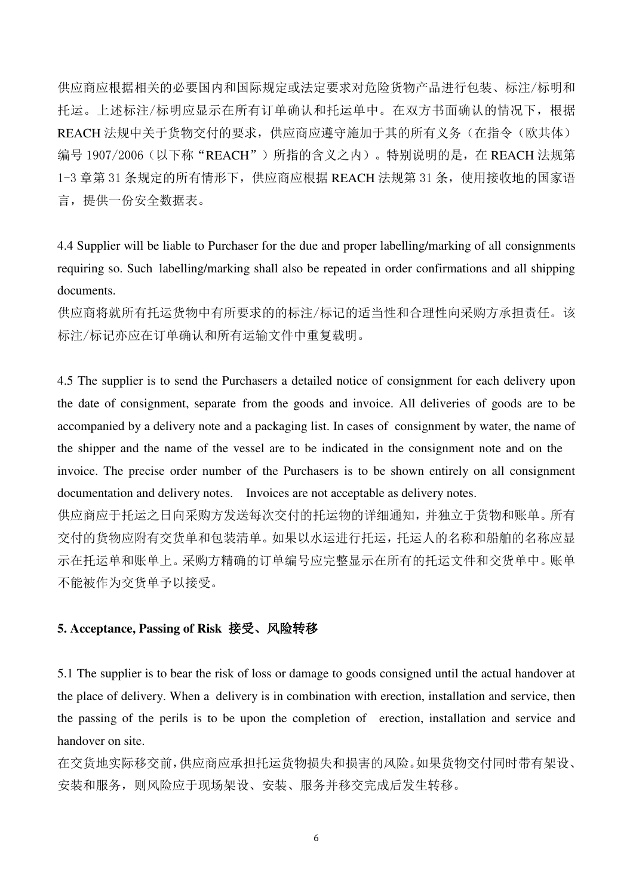供应商应根据相关的必要国内和国际规定或法定要求对危险货物产品进行包装、标注/标明和托运。上述标注/标明应显示在所有订单确认和托运单中。在双方书面确认的情况下，根据REACH法规中关于货物交付的要求，供应商应遵守施加于其的所有义务（在指令（欧共体）编号1907/2006（以下称“REACH”）所指的含义之内）。特别说明的是，在REACH法规第1-3章第31条规定的所有情形下，供应商应根据REACH法规第31条，使用接收地的国家语言，提供一份安全数据表。

4.4 Supplier will be liable to Purchaser for the due and proper labelling/marking of all consignments requiring so. Such labelling/marking shall also be repeated in order confirmations and all shipping documents.

供应商将就所有托运货物中有所要求的的标注/标记的适当性和合理性向采购方承担责任。该标注/标记亦应在订单确认和所有运输文件中重复载明。

4.5 The supplier is to send the Purchasers a detailed notice of consignment for each delivery upon the date of consignment, separate from the goods and invoice. All deliveries of goods are to be accompanied by a delivery note and a packaging list. In cases of consignment by water, the name of the shipper and the name of the vessel are to be indicated in the consignment note and on the invoice. The precise order number of the Purchasers is to be shown entirely on all consignment documentation and delivery notes. Invoices are not acceptable as delivery notes.

供应商应于托运之日向采购方发送每次交付的托运物的详细通知，并独立于货物和账单。所有交付的货物应附有交货单和包装清单。如果以水运进行托运，托运人的名称和船舶的名称应显示在托运单和账单上。采购方精确的订单编号应完整显示在所有的托运文件和交货单中。账单不能被作为交货单予以接受。

**5. Acceptance, Passing of Risk 接受、风险转移**

5.1 The supplier is to bear the risk of loss or damage to goods consigned until the actual handover at the place of delivery. When a delivery is in combination with erection, installation and service, then the passing of the perils is to be upon the completion of erection, installation and service and handover on site.

在交货地实际移交前，供应商应承担托运货物损失和损害的风险。如果货物交付同时带有架设、安装和服务，则风险应于现场架设、安装、服务并移交完成后发生转移。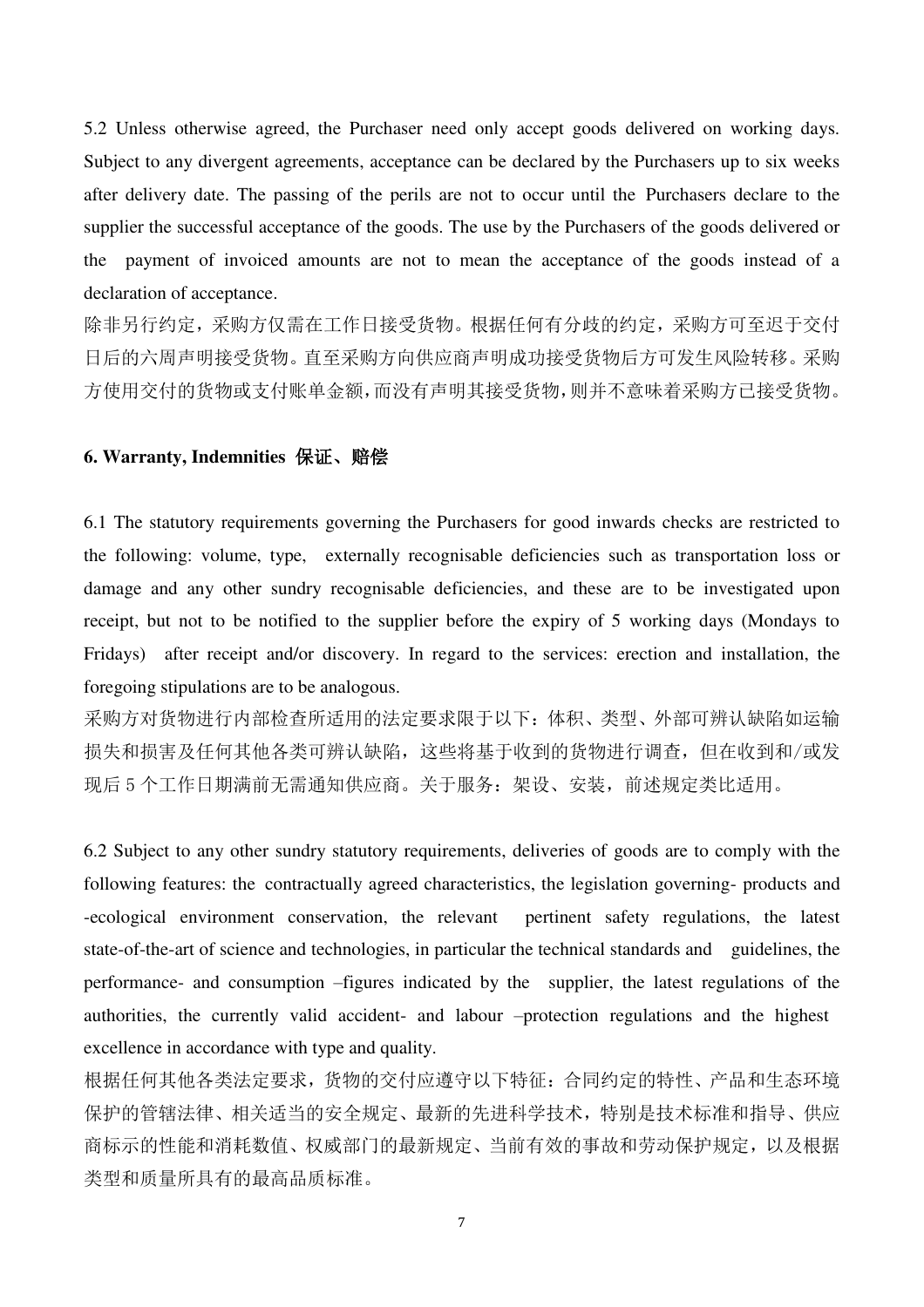5.2 Unless otherwise agreed, the Purchaser need only accept goods delivered on working days. Subject to any divergent agreements, acceptance can be declared by the Purchasers up to six weeks after delivery date. The passing of the perils are not to occur until the Purchasers declare to the supplier the successful acceptance of the goods. The use by the Purchasers of the goods delivered or the payment of invoiced amounts are not to mean the acceptance of the goods instead of a declaration of acceptance.

除非另行约定，采购方仅需在工作日接受货物。根据任何有分歧的约定，采购方可至迟于交付日后的六周声明接受货物。直至采购方向供应商声明成功接受货物后方可发生风险转移。采购方使用交付的货物或支付账单金额，而没有声明其接受货物，则并不意味着采购方已接受货物。

**6. Warranty, Indemnities 保证、赔偿**

6.1 The statutory requirements governing the Purchasers for good inwards checks are restricted to the following: volume, type, externally recognisable deficiencies such as transportation loss or damage and any other sundry recognisable deficiencies, and these are to be investigated upon receipt, but not to be notified to the supplier before the expiry of 5 working days (Mondays to Fridays) after receipt and/or discovery. In regard to the services: erection and installation, the foregoing stipulations are to be analogous.

采购方对货物进行内部检查所适用的法定要求限于以下：体积、类型、外部可辨认缺陷如运输损失和损害及任何其他各类可辨认缺陷，这些将基于收到的货物进行调查，但在收到和/或发现后 5 个工作日期满前无需通知供应商。关于服务：架设、安装，前述规定类比适用。

6.2 Subject to any other sundry statutory requirements, deliveries of goods are to comply with the following features: the contractually agreed characteristics, the legislation governing- products and -ecological environment conservation, the relevant pertinent safety regulations, the latest state-of-the-art of science and technologies, in particular the technical standards and guidelines, the performance- and consumption –figures indicated by the supplier, the latest regulations of the authorities, the currently valid accident- and labour –protection regulations and the highest excellence in accordance with type and quality.

根据任何其他各类法定要求，货物的交付应遵守以下特征：合同约定的特性、产品和生态环境保护的管辖法律、相关适当的安全规定、最新的先进科学技术，特别是技术标准和指导、供应商标示的性能和消耗数值、权威部门的最新规定、当前有效的事故和劳动保护规定，以及根据类型和质量所具有的最高品质标准。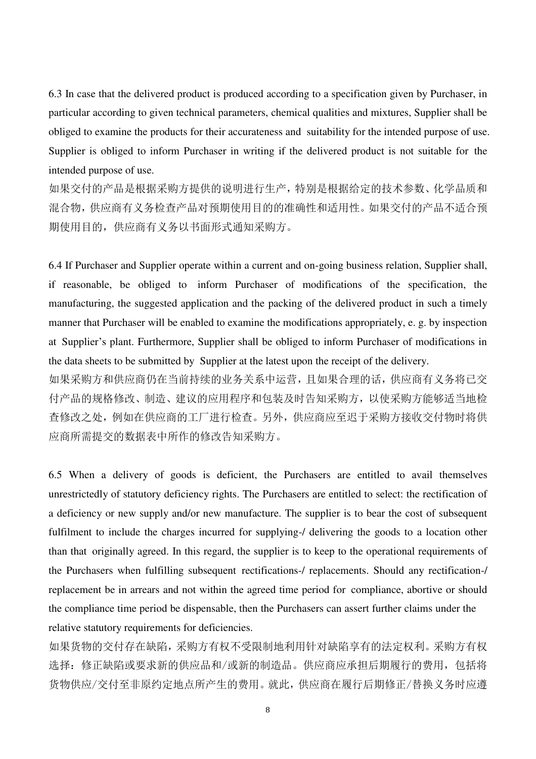6.3 In case that the delivered product is produced according to a specification given by Purchaser, in particular according to given technical parameters, chemical qualities and mixtures, Supplier shall be obliged to examine the products for their accurateness and suitability for the intended purpose of use. Supplier is obliged to inform Purchaser in writing if the delivered product is not suitable for the intended purpose of use.

如果交付的产品是根据采购方提供的说明进行生产，特别是根据给定的技术参数、化学品质和混合物，供应商有义务检查产品对预期使用目的的准确性和适用性。如果交付的产品不适合预期使用目的，供应商有义务以书面形式通知采购方。

6.4 If Purchaser and Supplier operate within a current and on-going business relation, Supplier shall, if reasonable, be obliged to inform Purchaser of modifications of the specification, the manufacturing, the suggested application and the packing of the delivered product in such a timely manner that Purchaser will be enabled to examine the modifications appropriately, e. g. by inspection at Supplier's plant. Furthermore, Supplier shall be obliged to inform Purchaser of modifications in the data sheets to be submitted by Supplier at the latest upon the receipt of the delivery.

如果采购方和供应商仍在当前持续的业务关系中运营，且如果合理的话，供应商有义务将已交付产品的规格修改、制造、建议的应用程序和包装及时告知采购方，以使采购方能够适当地检查修改之处，例如在供应商的工厂进行检查。另外，供应商应至迟于采购方接收交付物时将供应商所需提交的数据表中所作的修改告知采购方。

6.5 When a delivery of goods is deficient, the Purchasers are entitled to avail themselves unrestrictedly of statutory deficiency rights. The Purchasers are entitled to select: the rectification of a deficiency or new supply and/or new manufacture. The supplier is to bear the cost of subsequent fulfilment to include the charges incurred for supplying-/ delivering the goods to a location other than that originally agreed. In this regard, the supplier is to keep to the operational requirements of the Purchasers when fulfilling subsequent rectifications-/ replacements. Should any rectification-/ replacement be in arrears and not within the agreed time period for compliance, abortive or should the compliance time period be dispensable, then the Purchasers can assert further claims under the relative statutory requirements for deficiencies.

如果货物的交付存在缺陷，采购方有权不受限制地利用针对缺陷享有的法定权利。采购方有权选择：修正缺陷或要求新的供应品和/或新的制造品。供应商应承担后期履行的费用，包括将货物供应/交付至非原约定地点所产生的费用。就此，供应商在履行后期修正/替换义务时应遵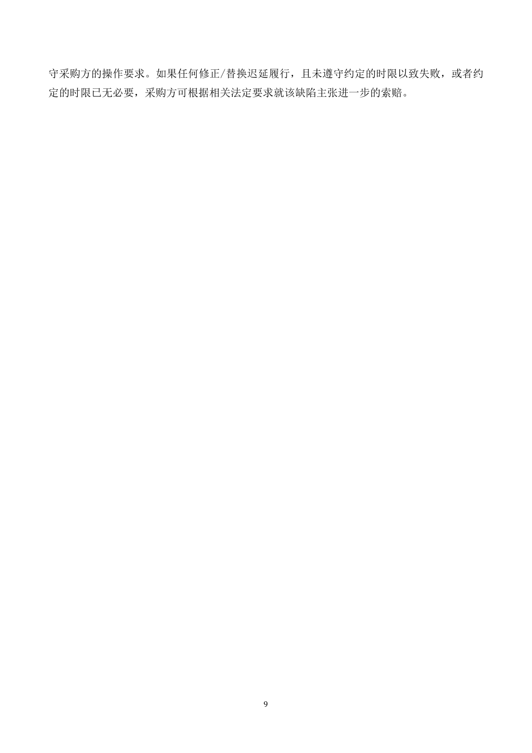守采购方的操作要求。如果任何修正/替换迟延履行，且未遵守约定的时限以致失败，或者约定的时限已无必要，采购方可根据相关法定要求就该缺陷主张进一步的索赔。